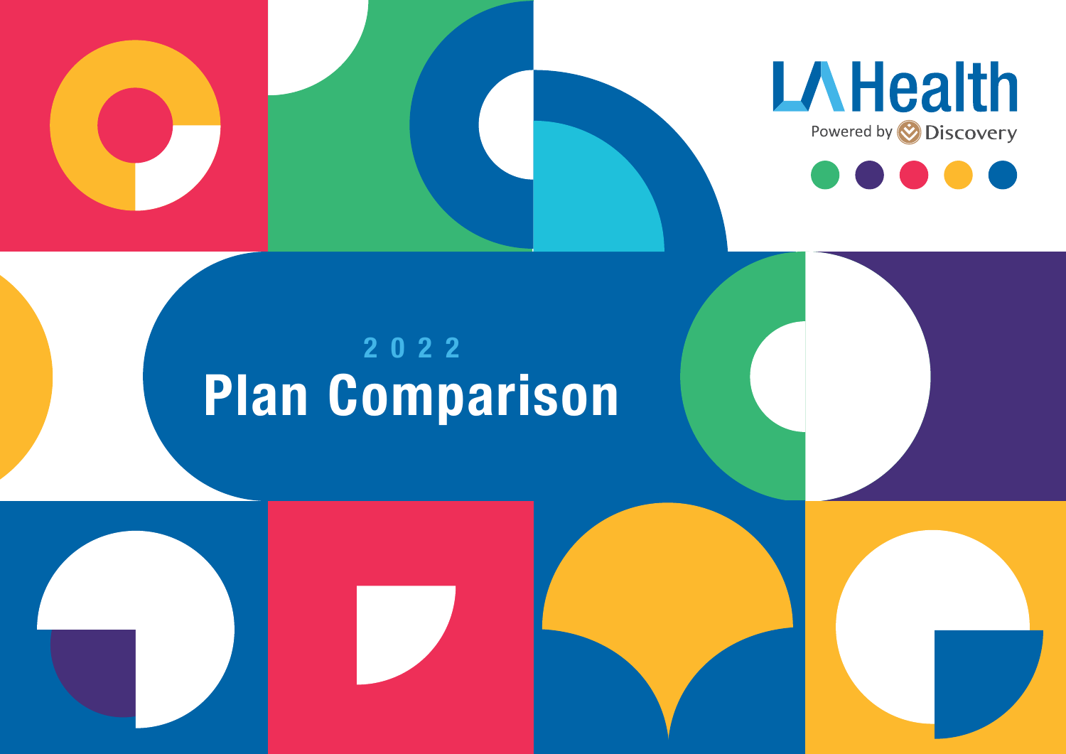LA Health

Powered by Discovery

2022

# Plan Comparison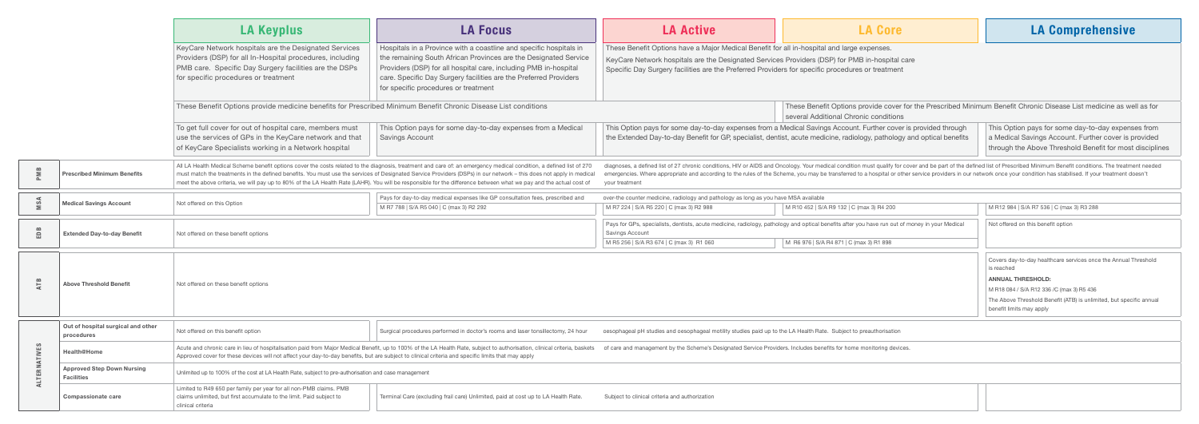| | | LA Keyplus | LA Focus | LA Active | LA Core | LA Comprehensive |
|---|---|---|---|---|---|---|
| | | KeyCare Network hospitals are the Designated Services Providers (DSP) for all In-Hospital procedures, including PMB care. Specific Day Surgery facilities are the DSPs for specific procedures or treatment | Hospitals in a Province with a coastline and specific hospitals in the remaining South African Provinces are the Designated Service Providers (DSP) for all hospital care, including PMB in-hospital care. Specific Day Surgery facilities are the Preferred Providers for specific procedures or treatment | These Benefit Options have a Major Medical Benefit for all in-hospital and large expenses. KeyCare Network hospitals are the Designated Services Providers (DSP) for PMB in-hospital care. Specific Day Surgery facilities are the Preferred Providers for specific procedures or treatment | | |
| | | These Benefit Options provide medicine benefits for Prescribed Minimum Benefit Chronic Disease List conditions | | | These Benefit Options provide cover for the Prescribed Minimum Benefit Chronic Disease List medicine as well as for several Additional Chronic conditions | |
| | | To get full cover for out of hospital care, members must use the services of GPs in the KeyCare network and that of KeyCare Specialists working in a Network hospital | This Option pays for some day-to-day expenses from a Medical Savings Account | This Option pays for some day-to-day expenses from a Medical Savings Account. Further cover is provided through the Extended Day-to-day Benefit for GP, specialist, dentist, acute medicine, radiology, pathology and optical benefits | | This Option pays for some day-to-day expenses from a Medical Savings Account. Further cover is provided through the Above Threshold Benefit for most disciplines |
| PMB | Prescribed Minimum Benefits | All LA Health Medical Scheme benefit options cover the costs related to the diagnosis, treatment and care of: an emergency medical condition, a defined list of 270 diagnoses, a defined list of 27 chronic conditions, HIV or AIDS and Oncology. Your medical condition must qualify for cover and be part of the defined list of Prescribed Minimum Benefit conditions. The treatment needed must match the treatments in the defined benefits. You must use the services of Designated Service Providers (DSPs) in our network – this does not apply in medical emergencies. Where appropriate and according to the rules of the Scheme, you may be transferred to a hospital or other service providers in our network once your condition has stabilised. If your treatment doesn't meet the above criteria, we will pay up to 80% of the LA Health Rate (LAHR). You will be responsible for the difference between what we pay and the actual cost of your treatment | | | | |
| MSA | Medical Savings Account | Not offered on this Option | Pays for day-to-day medical expenses like GP consultation fees, prescribed and over-the counter medicine, radiology and pathology as long as you have MSA available<br>M R7 788 \| S/A R5 040 \| C (max 3) R2 292 | M R7 224 \| S/A R5 220 \| C (max 3) R2 988 | M R10 452 \| S/A R9 132 \| C (max 3) R4 200 | M R12 984 \| S/A R7 536 \| C (max 3) R3 288 |
| EDB | Extended Day-to-day Benefit | Not offered on these benefit options | | Pays for GPs, specialists, dentists, acute medicine, radiology, pathology and optical benefits after you have run out of money in your Medical Savings Account<br>M R5 256 \| S/A R3 674 \| C (max 3) R1 060 | M R6 976 \| S/A R4 871 \| C (max 3) R1 898 | Not offered on this benefit option |
| ATB | Above Threshold Benefit | Not offered on these benefit options | | | | Covers day-to-day healthcare services once the Annual Threshold is reached<br>**ANNUAL THRESHOLD:**<br>M R18 084 / S/A R12 336 /C (max 3) R5 436<br>The Above Threshold Benefit (ATB) is unlimited, but specific annual benefit limits may apply |
| ALTERNATIVES | Out of hospital surgical and other procedures | Not offered on this benefit option | Surgical procedures performed in doctor's rooms and laser tonsillectomy, 24 hour oesophageal pH studies and oesophageal motility studies paid up to the LA Health Rate. Subject to preauthorisation | | | |
| | Health@Home | Acute and chronic care in lieu of hospitalisation paid from Major Medical Benefit, up to 100% of the LA Health Rate, subject to authorisation, clinical criteria, baskets of care and management by the Scheme's Designated Service Providers. Includes benefits for home monitoring devices. Approved cover for these devices will not affect your day-to-day benefits, but are subject to clinical criteria and specific limits that may apply | | | | |
| | Approved Step Down Nursing Facilities | Unlimited up to 100% of the cost at LA Health Rate, subject to pre-authorisation and case management | | | | |
| | Compassionate care | Limited to R49 650 per family per year for all non-PMB claims. PMB claims unlimited, but first accumulate to the limit. Paid subject to clinical criteria | Terminal Care (excluding frail care) Unlimited, paid at cost up to LA Health Rate. Subject to clinical criteria and authorization | | | |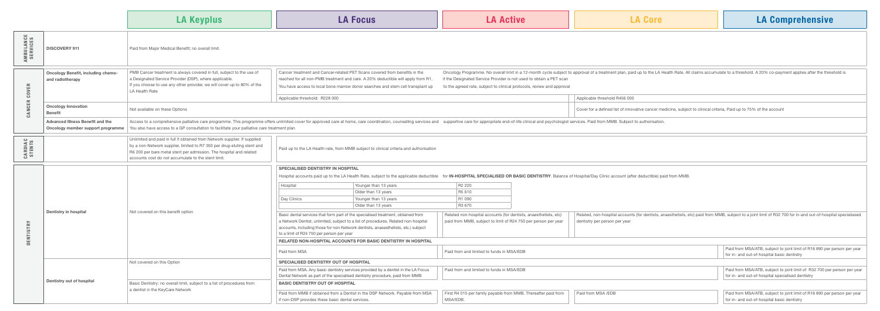| | | LA Keyplus | LA Focus | LA Active | LA Core | LA Comprehensive |
|---|---|---|---|---|---|---|
| AMBULANCE SERVICES | DISCOVERY 911 | Paid from Major Medical Benefit; no overall limit. | | | | |
| CANCER COVER | Oncology Benefit, including chemo- and radiotherapy | PMB Cancer treatment is always covered in full, subject to the use of a Designated Service Provider (DSP), where applicable. If you choose to use any other provider, we will cover up to 80% of the LA Health Rate | Cancer treatment and Cancer-related PET Scans covered from benefits in the reached for all non-PMB treatment and care. A 20% deductible will apply from R1, You have access to local bone marrow donor searches and stem cell transplant up | Oncology Programme. No overall limit in a 12-month cycle subject to approval of a treatment plan, paid up to the LA Health Rate. All claims accumulate to a threshold. A 20% co-payment applies after the threshold is if the Designated Service Provider is not used to obtain a PET scan to the agreed rate, subject to clinical protocols, review and approval | | |
| | | | Applicable threshold: R228 000 | | Applicable threshold R456 000 | |
| | Oncology Innovation Benefit | Not available on these Options | | | Cover for a defined list of innovative cancer medicine, subject to clinical criteria, Paid up to 75% of the account | |
| | Advanced Illness Benefit and the Oncology member support programme | Access to a comprehensive palliative care programme. This programme offers unlimited cover for approved care at home, care coordination, counselling services and supportive care for appropriate end-of-life clinical and psychologist services. Paid from MMB. Subject to authorisation. You also have access to a GP consultation to facilitate your palliative care treatment plan | | | | |
| CARDIAC STENTS | | Unlimited and paid in full if obtained from Network supplier. If supplied by a non-Network supplier, limited to R7 350 per drug-eluting stent and R6 200 per bare metal stent per admission. The hospital and related accounts cost do not accumulate to the stent limit. | Paid up to the LA Health rate, from MMB subject to clinical criteria and authorisation | | | |
| DENTISTRY | Dentistry in hospital | Not covered on this benefit option | **SPECIALISED DENTISTRY IN HOSPITAL** Hospital accounts paid up to the LA Health Rate, subject to the applicable deductible for **IN-HOSPITAL SPECIALISED OR BASIC DENTISTRY**. Balance of Hospital/Day Clinic account (after deductible) paid from MMB. Hospital: Younger than 13 years R2 220; Older than 13 years R5 610. Day Clinics: Younger than 13 years R1 090; Older than 13 years R3 670 | | | |
| | | | Basic dental services that form part of the specialised treatment, obtained from a Network Dentist, unlimited, subject to a list of procedures. Related non-hospital accounts, including those for non-Network dentists, anaesthetists, etc.) subject to a limit of R24 750 per person per year | Related non-hospital accounts (for dentists, anaesthetists, etc) paid from MMB, subject to limit of R24 750 per person per year | Related, non-hospital accounts (for dentists, anaesthetists, etc) paid from MMB, subject to a joint limit of R32 700 for in-and out-of-hospital specialised dentistry per person per year | |
| | | | **RELATED NON-HOSPITAL ACCOUNTS FOR BASIC DENTISTRY IN HOSPITAL** | | | |
| | | | Paid from MSA | Paid from and limited to funds in MSA/EDB | | Paid from MSA/ATB, subject to joint limit of R16 890 per person per year for in- and out-of-hospital basic dentistry |
| | Dentistry out of hospital | Not covered on this Option | **SPECIALISED DENTISTRY OUT OF HOSPITAL** Paid from MSA. Any basic dentistry services provided by a dentist in the LA Focus Dental Network as part of the specialised dentistry procedure, paid from MMB | Paid from and limited to funds in MSA/EDB | | Paid from MSA/ATB, subject to joint limit of R32 700 per person per year for in- and out-of-hospital specialised dentistry |
| | | Basic Dentistry: no overall limit, subject to a list of procedures from a dentist in the KeyCare Network | **BASIC DENTISTRY OUT OF HOSPITAL** Paid from MMB if obtained from a Dentist in the DSP Network. Payable from MSA if non-DSP provides these basic dental services. | First R4 015 per family payable from MMB. Thereafter paid from MSA/EDB. | Paid from MSA /EDB | Paid from MSA/ATB, subject to joint limit of R16 890 per person per year for in- and out-of-hospital basic dentistry |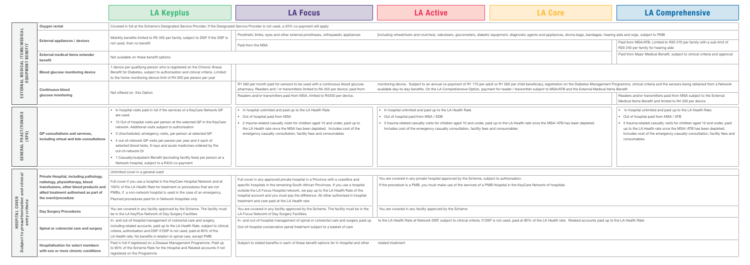| | | LA Keyplus | LA Focus | LA Active | LA Core | LA Comprehensive |
|---|---|---|---|---|---|---|
| EXTERNAL MEDICAL ITEMS/MEDICAL EQUIPMENT BENEFIT | Oxygen rental | Covered in full at the Scheme's Designated Service Provider. If the Designated Service Provider is not used, a 20% co-payment will apply | | | | |
| | External appliances / devices | Mobility benefits limited to R5 400 per family, subject to DSP. If the DSP is not used, then no benefit | Prosthetic limbs, eyes and other external prostheses, orthopaedic appliances (including wheelchairs and crutches), nebulisers, glucometers, diabetic equipment, diagnostic agents and appliances, stoma bags, bandages, hearing aids and wigs, subject to PMB | | | |
| | | | Paid from the MSA | | | Paid from MSA/ATB. Limited to R30 270 per family with a sub-limit of R20 240 per family for hearing aids |
| | External medical items extender benefit | Not available on these benefit options | | | | Paid from Major Medical Benefit, subject to clinical criteria and approval |
| | Blood glucose monitoring device | 1 device per qualifying person who is registered on the Chronic Illness Benefit for Diabetes, subject to authorisation and clinical criteria. Limited to the home monitoring device limit of R4 000 per person per year | | | | |
| | Continuous blood glucose monitoring | Not offered on this Option | R1 560 per month paid for sensors to be used with a continuous blood glucose monitoring device. Subject to an annual co-payment of R1 170 per adult or R1 560 per child beneficiary, registration on the Diabetes Management Programme, clinical criteria and the sensors being obtained from a Network pharmacy. Readers and / or transmitters limited to R4 350 per device; paid from available day-to-day benefits. On the LA Comprehensive Option, payment for reader / transmitter subject to MSA/ATB and the External Medical Items Benefit | | | |
| | | | Readers and/or transmitters paid from MSA, limited to R4350 per device. | | | Readers and/or transmitters paid from MSA subject to the External Medical Items Benefit and limited to R4 350 per device |
| GENERAL PRACTITIONERS (GPS) | GP consultations and services, including virtual and tele-consultations | • In hospital visits paid in full if the services of a KeyCare Network GP are used.<br>• 15 Out of hospital visits per person at the selected GP in the KeyCare network. Additional visits subject to authorisation<br>• 3 Unscheduled, emergency visits, per person at selected GP.<br>• 4 out-of-network GP visits per person per year and 4 each of selected blood tests, X-rays and acute medicines ordered by the out-of-network Dr<br>• 1 Casualty/outpatient Benefit (excluding facility fees) per person at a Network hospital, subject to a R425 co-payment | • In hospital unlimited and paid up to the LA Health Rate<br>• Out of hospital paid from MSA<br>• 2 trauma-related casualty visits for children aged 10 and under, paid up to the LA Health rate once the MSA has been depleted. Includes cost of the emergency casualty consultation, facility fees and consumables | • In hospital unlimited and paid up to the LA Health Rate<br>• Out of hospital paid from MSA / EDB<br>• 2 trauma-related casualty visits for children aged 10 and under, paid up to the LA Health rate once the MSA/ ATB has been depleted. Includes cost of the emergency casualty consultation, facility fees and consumables | | • In hospital unlimited and paid up to the LA Health Rate<br>• Out of hospital paid from MSA / ATB<br>• 2 trauma-related casualty visits for children aged 10 and under, paid up to the LA Health rate once the MSA/ ATB has been depleted. Includes cost of the emergency casualty consultation, facility fees and consumables |
| HOSPITAL COVER *Subject to preauthorisation and clinical entry criteria* | Private Hospital, including pathology, radiology, physiotherapy, blood transfusions, other blood products and allied treatment authorised as part of the event/procedure | Unlimited cover in a general ward | | | | |
| | | Full cover if you use a hospital in the KeyCare Hospital Network and at 100% of the LA Health Rate for treatment or procedures that are not PMBs, if a non-network hospital is used in the case of an emergency. Planned procedures paid for in Network Hospitals only | Full cover in any approved private hospital in a Province with a coastline and specific hospitals in the remaining South African Provinces. If you use a hospital outside the LA Focus Hospital network, we pay up to the LA Health Rate of the hospital account and you must pay the difference. All other authorised in hospital treatment and care paid at the LA Health rate | You are covered in any private hospital approved by the Scheme, subject to authorisation.<br>If the procedure is a PMB, you must make use of the services of a PMB Hospital in the KeyCare Network of hospitals | | |
| | Day Surgery Procedures | You are covered in any facility approved by the Scheme. The facility must be in the LA KeyPlus Network of Day Surgery Facilities | You are covered in any facility approved by the Scheme. The facility must be in the LA Focus Network of Day Surgery Facilities | You are covered in any facility approved by the Scheme | | |
| | Spinal or colorectal care and surgery | In- and out-of-hospital management of colorectal care and surgery, including related accounts, paid up to the LA Health Rate, subject to clinical criteria, authorisation and DSP. If DSP is not used, paid at 80% of the LA Health rate. No benefits in relation to spinal care, except PMB | In- and out-of-hospital management of spinal or colorectal care and surgery paid up to the LA Health Rate at Network DSP, subject to clinical criteria. If DSP is not used, paid at 80% of the LA Health rate. Related accounts paid up to the LA Health Rate<br>Out-of-hospital conservative spinal treatment subject to a basket of care | | | |
| | Hospitalisation for select members with one or more chronic conditions | Paid in full if registered on a Disease Management Programme. Paid up to 80% of the Scheme Rate for the Hospital and Related accounts if not registered on the Programme | Subject to stated benefits in each of these benefit options for In hospital and other related treatment | | | |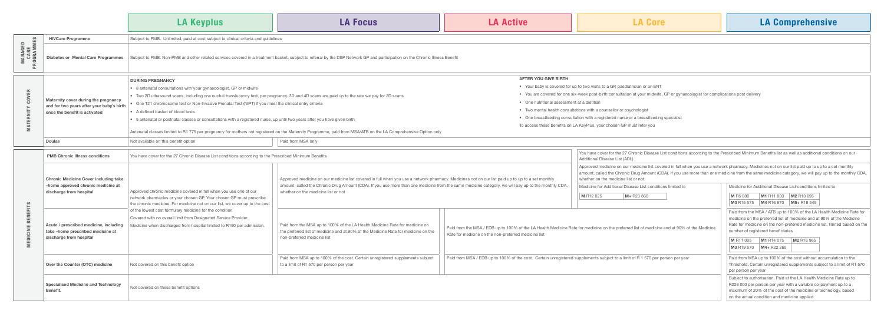| | | LA Keyplus | LA Focus | LA Active | LA Core | LA Comprehensive |
|---|---|---|---|---|---|---|
| MANAGED CARE PROGRAMMES | HIVCare Programme | Subject to PMB. Unlimited, paid at cost subject to clinical criteria and guidelines | | | | |
| | Diabetes or Mental Care Programmes | Subject to PMB. Non-PMB and other related services covered in a treatment basket, subject to referral by the DSP Network GP and participation on the Chronic Illness Benefit | | | | |
| MATERNITY COVER | Maternity cover during the pregnancy and for two years after your baby's birth once the benefit is activated | **DURING PREGNANCY**<br>• 8 antenatal consultations with your gynaecologist, GP or midwife<br>• Two 2D ultrasound scans, including one nuchal translucency test, per pregnancy. 3D and 4D scans are paid up to the rate we pay for 2D scans<br>• One T21 chromosome test or Non-Invasive Prenatal Test (NIPT) if you meet the clinical entry criteria<br>• A defined basket of blood tests<br>• 5 antenatal or postnatal classes or consultations with a registered nurse, up until two years after you have given birth<br><br>Antenatal classes limited to R1 775 per pregnancy for mothers not registered on the Maternity Programme, paid from MSA/ATB on the LA Comprehensive Option only | | **AFTER YOU GIVE BIRTH**<br>• Your baby is covered for up to two visits to a GP, paediatrician or an ENT<br>• You are covered for one six-week post-birth consultation at your midwife, GP or gynaecologist for complications post delivery<br>• One nutritional assessment at a dietitian<br>• Two mental health consultations with a counsellor or psychologist<br>• One breastfeeding consultation with a registered nurse or a breastfeeding specialist<br>To access these benefits on LA KeyPlus, your chosen GP must refer you | | |
| | Doulas | Not available on this benefit option | Paid from MSA only | | | |
| MEDICINE BENEFITS | PMB Chronic Illness conditions | You have cover for the 27 Chronic Disease List conditions according to the Prescribed Minimum Benefits | | | You have cover for the 27 Chronic Disease List conditions according to the Prescribed Minimum Benefits list as well as additional conditions on our Additional Disease List (ADL) | |
| | Chronic Medicine Cover including take-home approved chronic medicine at discharge from hospital | Approved chronic medicine covered in full when you use one of our network pharmacies or your chosen GP. Your chosen GP must prescribe the chronic medicine. For medicine not on our list, we cover up to the cost of the lowest cost formulary medicine for the condition<br>Covered with no overall limit from Designated Service Provider.<br>Medicine when discharged from hospital limited to R190 per admission. | Approved medicine on our medicine list covered in full when you use a network pharmacy. Medicines not on our list paid up to up to a set monthly amount, called the Chronic Drug Amount (CDA). If you use more than one medicine from the same medicine category, we will pay up to the monthly CDA, whether on the medicine list or not | | Approved medicine on our medicine list covered in full when you use a network pharmacy. Medicines not on our list paid up to up to a set monthly amount, called the Chronic Drug Amount (CDA). If you use more than one medicine from the same medicine category, we will pay up to the monthly CDA, whether on the medicine list or not.<br>Medicine for Additional Disease List conditions limited to<br>M R12 025 \| M+ R23 860 | Medicine for Additional Disease List conditions limited to<br>M R5 880 \| M1 R11 830 \| M2 R13 695<br>M3 R15 575 \| M4 R16 870 \| M5+ R18 545 |
| | Acute / prescribed medicine, including take-home prescribed medicine at discharge from hospital | | Paid from the MSA up to 100% of the LA Health Medicine Rate for medicine on the preferred list of medicine and at 90% of the Medicine Rate for medicine on the non-preferred medicine list | Paid from the MSA / EDB up to 100% of the LA Health Medicine Rate for medicine on the preferred list of medicine and at 90% of the Medicine Rate for medicine on the non-preferred medicine list | | Paid from the MSA / ATB up to 100% of the LA Health Medicine Rate for medicine on the preferred list of medicine and at 90% of the Medicine Rate for medicine on the non-preferred medicine list, limited based on the number of registered beneficiaries<br>M R11 005 \| M1 R14 075 \| M2 R16 965<br>M3 R19 570 \| M4+ R22 265 |
| | Over the Counter (OTC) medicine | Not covered on this benefit option | Paid from MSA up to 100% of the cost. Certain unregistered supplements subject to a limit of R1 570 per person per year | Paid from MSA / EDB up to 100% of the cost. Certain unregistered supplements subject to a limit of R 1 570 per person per year | | Paid from MSA up to 100% of the cost without accumulation to the Threshold. Certain unregistered supplements subject to a limit of R1 570 per person per year |
| | Specialised Medicine and Technology Benefit. | Not covered on these benefit options | | | | Subject to authorisation. Paid at the LA Health Medicine Rate up to R228 000 per person per year with a variable co-payment up to a maximum of 20% of the cost of the medicine or technology, based on the actual condition and medicine applied |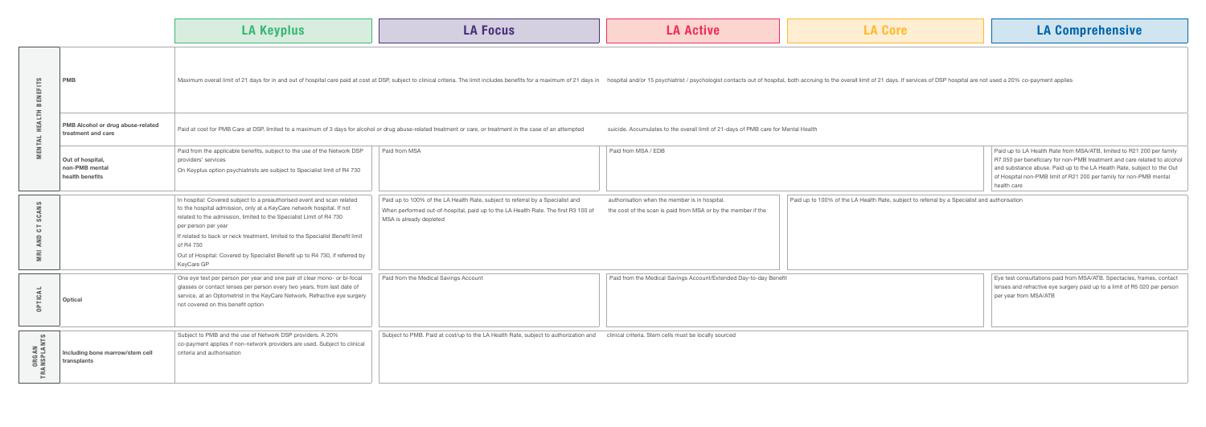| | | LA Keyplus | LA Focus | LA Active | LA Core | LA Comprehensive |
|---|---|---|---|---|---|---|
| MENTAL HEALTH BENEFITS | PMB | Maximum overall limit of 21 days for in and out of hospital care paid at cost at DSP, subject to clinical criteria. The limit includes benefits for a maximum of 21 days in hospital and/or 15 psychiatrist / psychologist contacts out of hospital, both accruing to the overall limit of 21 days. If services of DSP hospital are not used a 20% co-payment applies | | | | |
| | PMB Alcohol or drug abuse-related treatment and care | Paid at cost for PMB Care at DSP, limited to a maximum of 3 days for alcohol or drug abuse-related treatment or care, or treatment in the case of an attempted suicide. Accumulates to the overall limit of 21-days of PMB care for Mental Health | | | | |
| | Out of hospital, non-PMB mental health benefits | Paid from the applicable benefits, subject to the use of the Network DSP providers' services<br>On Keyplus option psychiatrists are subject to Specialist limit of R4 730 | Paid from MSA | Paid from MSA / EDB | | Paid up to LA Health Rate from MSA/ATB, limited to R21 200 per family<br>R7 050 per beneficiary for non-PMB treatment and care related to alcohol and substance abuse. Paid up to the LA Health Rate, subject to the Out of Hospital non-PMB limit of R21 200 per family for non-PMB mental health care |
| MRI AND CT SCANS | | In hospital: Covered subject to a preauthorised event and scan related to the hospital admission, only at a KeyCare network hospital. If not related to the admission, limited to the Specialist Limit of R4 730 per person per year<br>If related to back or neck treatment, limited to the Specialist Benefit limit of R4 730<br>Out of Hospital: Covered by Specialist Benefit up to R4 730, if referred by KeyCare GP | Paid up to 100% of the LA Health Rate, subject to referral by a Specialist and authorisation when the member is in hospital.<br>When performed out-of-hospital, paid up to the LA Health Rate. The first R3 100 of the cost of the scan is paid from MSA or by the member if the MSA is already depleted | | Paid up to 100% of the LA Health Rate, subject to referral by a Specialist and authorisation | |
| OPTICAL | Optical | One eye test per person per year and one pair of clear mono- or bi-focal glasses or contact lenses per person every two years, from last date of service, at an Optometrist in the KeyCare Network. Refractive eye surgery not covered on this benefit option | Paid from the Medical Savings Account | Paid from the Medical Savings Account/Extended Day-to-day Benefit | | Eye test consultations paid from MSA/ATB. Spectacles, frames, contact lenses and refractive eye surgery paid up to a limit of R5 020 per person per year from MSA/ATB |
| ORGAN TRANSPLANTS | Including bone marrow/stem cell transplants | Subject to PMB and the use of Network DSP providers. A 20% co-payment applies if non-network providers are used. Subject to clinical criteria and authorisation | Subject to PMB. Paid at cost/up to the LA Health Rate, subject to authorization and clinical criteria. Stem cells must be locally sourced | | | |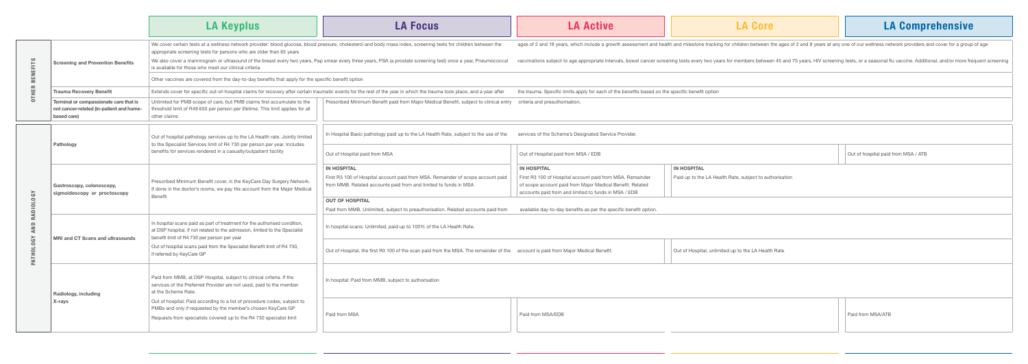| | | LA Keyplus | LA Focus | LA Active | LA Core | LA Comprehensive |
|---|---|---|---|---|---|---|
| OTHER BENEFITS | Screening and Prevention Benefits | We cover certain tests at a wellness network provider: blood glucose, blood pressure, cholesterol and body mass index, screening tests for children between the ages of 2 and 18 years, which include a growth assessment and health and milestone tracking for children between the ages of 2 and 8 years at any one of our wellness network providers and cover for a group of age appropriate screening tests for persons who are older than 65 years<br><br>We also cover a mammogram or ultrasound of the breast every two years, Pap smear every three years, PSA (a prostate screening test) once a year, Pneumococcal vaccinations subject to age appropriate intervals, bowel cancer screening tests every two years for members between 45 and 75 years, HIV screening tests, or a seasonal flu vaccine. Additional, and/or more frequent screening is available for those who meet our clinical criteria<br><br>Other vaccines are covered from the day-to-day benefits that apply for the specific benefit option | | | | |
| | Trauma Recovery Benefit | Extends cover for specific out-of-hospital claims for recovery after certain traumatic events for the rest of the year in which the trauma took place, and a year after the trauma. Specific limits apply for each of the benefits based on the specific benefit option | | | | |
| | Terminal or compassionate care that is not cancer-related (in-patient and home-based care) | Unlimited for PMB scope of care, but PMB claims first accumulate to the threshold limit of R49 650 per person per lifetime. This limit applies for all other claims | Prescribed Minimum Benefit paid from Major Medical Benefit, subject to clinical entry criteria and preauthorisation. | | | |
| PATHOLOGY AND RADIOLOGY | Pathology | Out of hospital pathology services up to the LA Health rate. Jointly limited to the Specialist Services limit of R4 730 per person per year. Includes benefits for services rendered in a casualty/outpatient facility | In Hospital Basic pathology paid up to the LA Health Rate, subject to the use of the services of the Scheme's Designated Service Provider. | | | |
| | | | Out of Hospital paid from MSA | Out of Hospital paid from MSA / EDB | | Out of hospital paid from MSA / ATB |
| | Gastroscopy, colonoscopy, sigmoidoscopy or proctoscopy | Prescribed Minimum Benefit cover, in the KeyCare Day Surgery Network. If done in the doctor's rooms, we pay the account from the Major Medical Benefit | **IN HOSPITAL**<br>First R3 100 of Hospital account paid from MSA. Remainder of scope account paid from MMB. Related accounts paid from and limited to funds in MSA | **IN HOSPITAL**<br>First R3 100 of Hospital account paid from MSA. Remainder of scope account paid from Major Medical Benefit. Related accounts paid from and limited to funds in MSA / EDB | **IN HOSPITAL**<br>Paid up to the LA Health Rate, subject to authorisation | |
| | | | **OUT OF HOSPITAL**<br>Paid from MMB. Unlimited, subject to preauthorisation. Related accounts paid from available day-to-day benefits as per the specific benefit option. | | | |
| | MRI and CT Scans and ultrasounds | In hospital scans paid as part of treatment for the authorised condition, at DSP hospital. If not related to the admission, limited to the Specialist benefit limit of R4 730 per person per year | In hospital scans: Unlimited, paid up to 100% of the LA Health Rate. | | | |
| | | Out of hospital scans paid from the Specialist Benefit limit of R4 730, if referred by KeyCare GP | Out of Hospital, the first R3 100 of the scan paid from the MSA. The remainder of the account is paid from Major Medical Benefit. | | Out of Hospital, unlimited up to the LA Health Rate | |
| | Radiology, including X-rays | Paid from MMB, at DSP Hospital, subject to clinical criteria. If the services of the Preferred Provider are not used, paid to the member at the Scheme Rate. | In hospital: Paid from MMB, subject to authorisation | | | |
| | | Out of hospital: Paid according to a list of procedure codes, subject to PMBs and only if requested by the member's chosen KeyCare GP<br>Requests from specialists covered up to the R4 730 specialist limit | Paid from MSA | Paid from MSA/EDB | | Paid from MSA/ATB |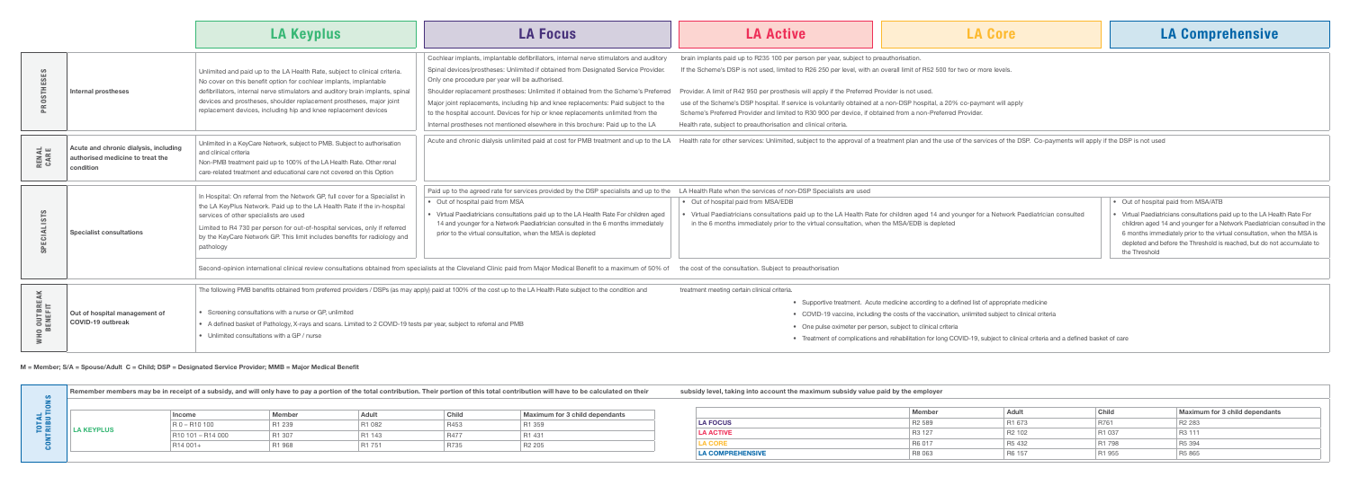| | | LA Keyplus | LA Focus | LA Active | LA Core | LA Comprehensive |
|---|---|---|---|---|---|---|
| PROSTHESES | Internal prostheses | Unlimited and paid up to the LA Health Rate, subject to clinical criteria. No cover on this benefit option for cochlear implants, implantable defibrillators, internal nerve stimulators and auditory brain implants, spinal devices and prostheses, shoulder replacement prostheses, major joint replacement devices, including hip and knee replacement devices | Cochlear implants, implantable defibrillators, internal nerve stimulators and auditory brain implants paid up to R235 100 per person per year, subject to preauthorisation.<br>Spinal devices/prostheses: Unlimited if obtained from Designated Service Provider. If the Scheme's DSP is not used, limited to R26 250 per level, with an overall limit of R52 500 for two or more levels. Only one procedure per year will be authorised.<br>Shoulder replacement prostheses: Unlimited if obtained from the Scheme's Preferred Provider. A limit of R42 950 per prosthesis will apply if the Preferred Provider is not used.<br>Major joint replacements, including hip and knee replacements: Paid subject to the use of the Scheme's DSP hospital. If service is voluntarily obtained at a non-DSP hospital, a 20% co-payment will apply to the hospital account. Devices for hip or knee replacements unlimited from the Scheme's Preferred Provider and limited to R30 900 per device, if obtained from a non-Preferred Provider.<br>Internal prostheses not mentioned elsewhere in this brochure: Paid up to the LA Health rate, subject to preauthorisation and clinical criteria. | | | |
| RENAL CARE | Acute and chronic dialysis, including authorised medicine to treat the condition | Unlimited in a KeyCare Network, subject to PMB. Subject to authorisation and clinical criteria<br>Non-PMB treatment paid up to 100% of the LA Health Rate. Other renal care-related treatment and educational care not covered on this Option | Acute and chronic dialysis unlimited paid at cost for PMB treatment and up to the LA Health rate for other services: Unlimited, subject to the approval of a treatment plan and the use of the services of the DSP. Co-payments will apply if the DSP is not used | | | |
| SPECIALISTS | Specialist consultations | In Hospital: On referral from the Network GP, full cover for a Specialist in the LA KeyPlus Network. Paid up to the LA Health Rate if the in-hospital services of other specialists are used<br>Limited to R4 730 per person for out-of-hospital services, only if referred by the KeyCare Network GP. This limit includes benefits for radiology and pathology | Paid up to the agreed rate for services provided by the DSP specialists and up to the LA Health Rate when the services of non-DSP Specialists are used<br>• Out of hospital paid from MSA<br>• Virtual Paediatricians consultations paid up to the LA Health Rate For children aged 14 and younger for a Network Paediatrician consulted in the 6 months immediately prior to the virtual consultation, when the MSA is depleted | • Out of hospital paid from MSA/EDB<br>• Virtual Paediatricians consultations paid up to the LA Health Rate for children aged 14 and younger for a Network Paediatrician consulted in the 6 months immediately prior to the virtual consultation, when the MSA/EDB is depleted | | • Out of hospital paid from MSA/ATB<br>• Virtual Paediatricians consultations paid up to the LA Health Rate For children aged 14 and younger for a Network Paediatrician consulted in the 6 months immediately prior to the virtual consultation, when the MSA is depleted and before the Threshold is reached, but do not accumulate to the Threshold |
| | | Second-opinion international clinical review consultations obtained from specialists at the Cleveland Clinic paid from Major Medical Benefit to a maximum of 50% of the cost of the consultation. Subject to preauthorisation | | | | |
| WHO OUTBREAK BENEFIT | Out of hospital management of COVID-19 outbreak | The following PMB benefits obtained from preferred providers / DSPs (as may apply) paid at 100% of the cost up to the LA Health Rate subject to the condition and treatment meeting certain clinical criteria.<br>• Screening consultations with a nurse or GP, unlimited<br>• A defined basket of Pathology, X-rays and scans. Limited to 2 COVID-19 tests per year, subject to referral and PMB<br>• Unlimited consultations with a GP / nurse<br>• Supportive treatment. Acute medicine according to a defined list of appropriate medicine<br>• COVID-19 vaccine, including the costs of the vaccination, unlimited subject to clinical criteria<br>• One pulse oximeter per person, subject to clinical criteria<br>• Treatment of complications and rehabilitation for long COVID-19, subject to clinical criteria and a defined basket of care | | | | |

M = Member; S/A = Spouse/Adult C = Child; DSP = Designated Service Provider; MMB = Major Medical Benefit

## TOTAL CONTRIBUTIONS

Remember members may be in receipt of a subsidy, and will only have to pay a portion of the total contribution. Their portion of this total contribution will have to be calculated on their subsidy level, taking into account the maximum subsidy value paid by the employer

| | Income | Member | Adult | Child | Maximum for 3 child dependants |
|---|---|---|---|---|---|
| LA KEYPLUS | R 0 – R10 100 | R1 239 | R1 082 | R453 | R1 359 |
| | R10 101 – R14 000 | R1 307 | R1 143 | R477 | R1 431 |
| | R14 001+ | R1 968 | R1 751 | R735 | R2 205 |

| | Member | Adult | Child | Maximum for 3 child dependants |
|---|---|---|---|---|
| LA FOCUS | R2 589 | R1 673 | R761 | R2 283 |
| LA ACTIVE | R3 127 | R2 102 | R1 037 | R3 111 |
| LA CORE | R6 017 | R5 432 | R1 798 | R5 394 |
| LA COMPREHENSIVE | R8 063 | R6 157 | R1 955 | R5 865 |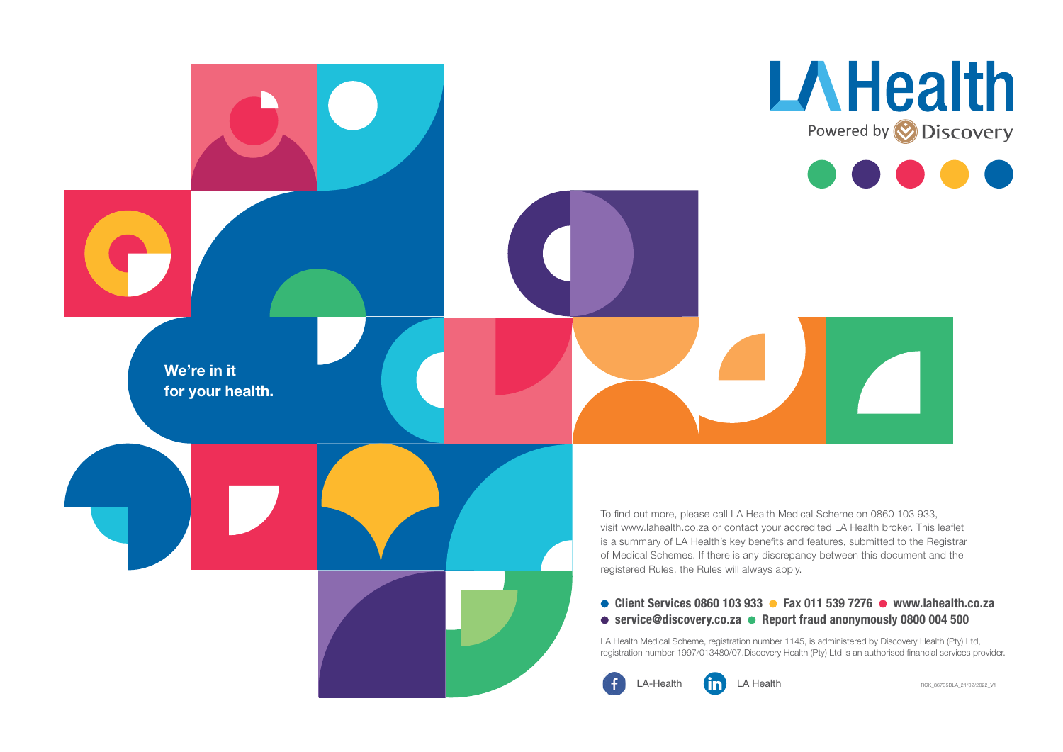# LA Health

Powered by Discovery

We're in it for your health.

To find out more, please call LA Health Medical Scheme on 0860 103 933, visit www.lahealth.co.za or contact your accredited LA Health broker. This leaflet is a summary of LA Health's key benefits and features, submitted to the Registrar of Medical Schemes. If there is any discrepancy between this document and the registered Rules, the Rules will always apply.

- **Client Services 0860 103 933**
- **Fax 011 539 7276**
- **www.lahealth.co.za**
- **service@discovery.co.za**
- **Report fraud anonymously 0800 004 500**

LA Health Medical Scheme, registration number 1145, is administered by Discovery Health (Pty) Ltd, registration number 1997/013480/07.Discovery Health (Pty) Ltd is an authorised financial services provider.

LA-Health

LA Health

RCK_86705DLA_21/02/2022_V1